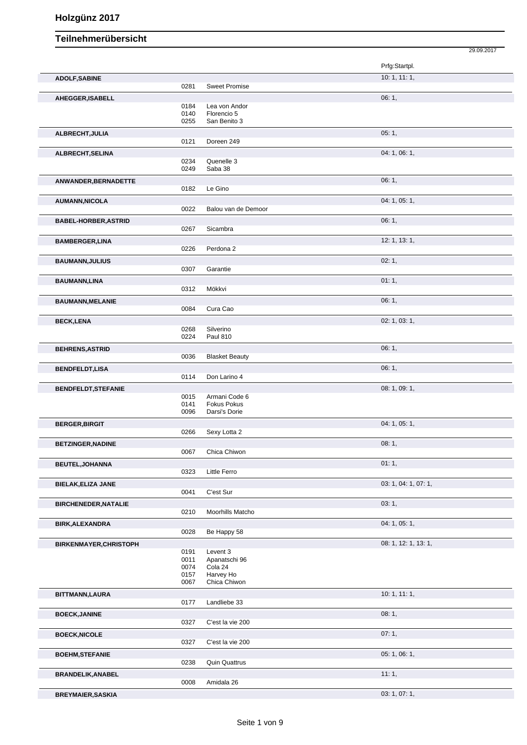# Holzgünz 2017

## Teilnehmerübersicht

29.09.2017

| Name | Nr. | Pferd | Prfg:Startpl. |
|---|---|---|---|
| **ADOLF,SABINE** | | | 10: 1, 11: 1, |
| | 0281 | Sweet Promise | |
| **AHEGGER,ISABELL** | | | 06: 1, |
| | 0184 | Lea von Andor | |
| | 0140 | Florencio 5 | |
| | 0255 | San Benito 3 | |
| **ALBRECHT,JULIA** | | | 05: 1, |
| | 0121 | Doreen 249 | |
| **ALBRECHT,SELINA** | | | 04: 1, 06: 1, |
| | 0234 | Quenelle 3 | |
| | 0249 | Saba 38 | |
| **ANWANDER,BERNADETTE** | | | 06: 1, |
| | 0182 | Le Gino | |
| **AUMANN,NICOLA** | | | 04: 1, 05: 1, |
| | 0022 | Balou van de Demoor | |
| **BABEL-HORBER,ASTRID** | | | 06: 1, |
| | 0267 | Sicambra | |
| **BAMBERGER,LINA** | | | 12: 1, 13: 1, |
| | 0226 | Perdona 2 | |
| **BAUMANN,JULIUS** | | | 02: 1, |
| | 0307 | Garantie | |
| **BAUMANN,LINA** | | | 01: 1, |
| | 0312 | Mökkvi | |
| **BAUMANN,MELANIE** | | | 06: 1, |
| | 0084 | Cura Cao | |
| **BECK,LENA** | | | 02: 1, 03: 1, |
| | 0268 | Silverino | |
| | 0224 | Paul 810 | |
| **BEHRENS,ASTRID** | | | 06: 1, |
| | 0036 | Blasket Beauty | |
| **BENDFELDT,LISA** | | | 06: 1, |
| | 0114 | Don Larino 4 | |
| **BENDFELDT,STEFANIE** | | | 08: 1, 09: 1, |
| | 0015 | Armani Code 6 | |
| | 0141 | Fokus Pokus | |
| | 0096 | Darsi's Dorie | |
| **BERGER,BIRGIT** | | | 04: 1, 05: 1, |
| | 0266 | Sexy Lotta 2 | |
| **BETZINGER,NADINE** | | | 08: 1, |
| | 0067 | Chica Chiwon | |
| **BEUTEL,JOHANNA** | | | 01: 1, |
| | 0323 | Little Ferro | |
| **BIELAK,ELIZA JANE** | | | 03: 1, 04: 1, 07: 1, |
| | 0041 | C'est Sur | |
| **BIRCHENEDER,NATALIE** | | | 03: 1, |
| | 0210 | Moorhills Matcho | |
| **BIRK,ALEXANDRA** | | | 04: 1, 05: 1, |
| | 0028 | Be Happy 58 | |
| **BIRKENMAYER,CHRISTOPH** | | | 08: 1, 12: 1, 13: 1, |
| | 0191 | Levent 3 | |
| | 0011 | Apanatschi 96 | |
| | 0074 | Cola 24 | |
| | 0157 | Harvey Ho | |
| | 0067 | Chica Chiwon | |
| **BITTMANN,LAURA** | | | 10: 1, 11: 1, |
| | 0177 | Landliebe 33 | |
| **BOECK,JANINE** | | | 08: 1, |
| | 0327 | C'est la vie 200 | |
| **BOECK,NICOLE** | | | 07: 1, |
| | 0327 | C'est la vie 200 | |
| **BOEHM,STEFANIE** | | | 05: 1, 06: 1, |
| | 0238 | Quin Quattrus | |
| **BRANDELIK,ANABEL** | | | 11: 1, |
| | 0008 | Amidala 26 | |
| **BREYMAIER,SASKIA** | | | 03: 1, 07: 1, |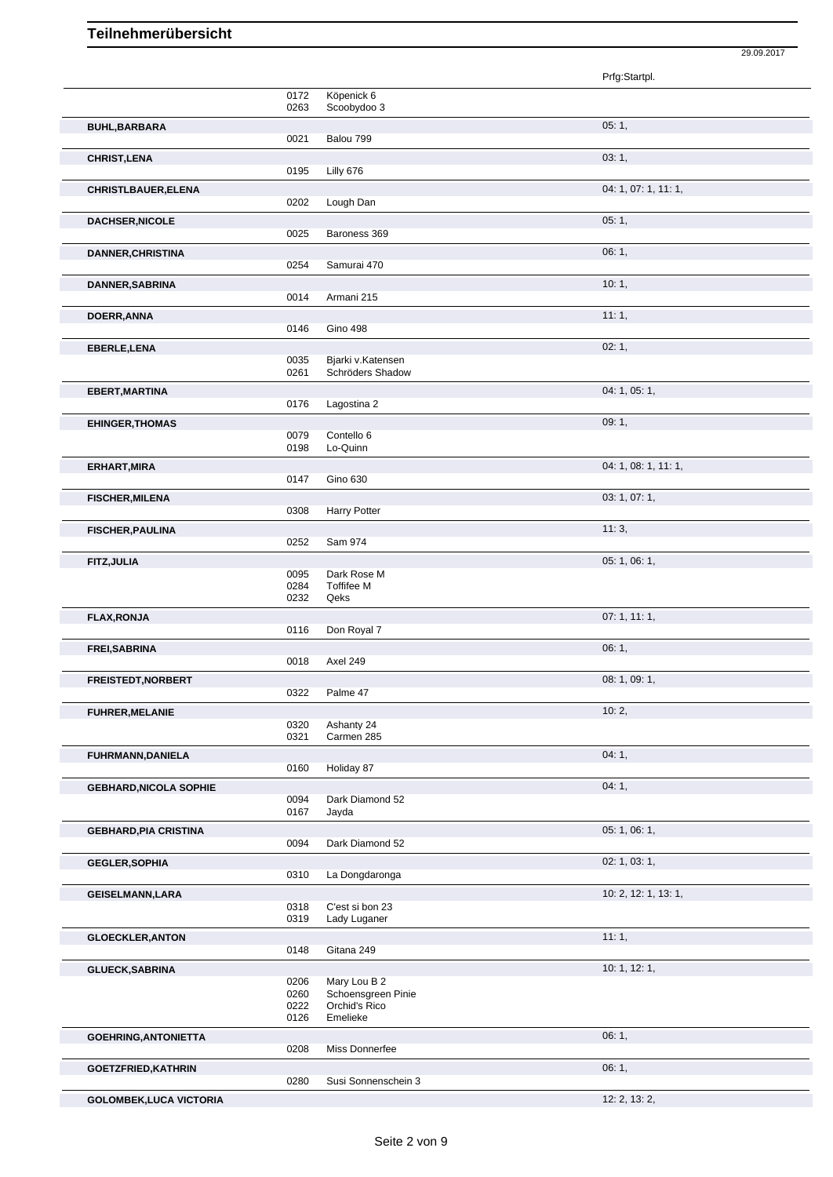# Teilnehmerübersicht

29.09.2017

| Name | Nr. | Pferd | Prfg:Startpl. |
|---|---|---|---|
| | 0172 | Köpenick 6 | |
| | 0263 | Scoobydoo 3 | |
| **BUHL,BARBARA** | | | 05: 1, |
| | 0021 | Balou 799 | |
| **CHRIST,LENA** | | | 03: 1, |
| | 0195 | Lilly 676 | |
| **CHRISTLBAUER,ELENA** | | | 04: 1, 07: 1, 11: 1, |
| | 0202 | Lough Dan | |
| **DACHSER,NICOLE** | | | 05: 1, |
| | 0025 | Baroness 369 | |
| **DANNER,CHRISTINA** | | | 06: 1, |
| | 0254 | Samurai 470 | |
| **DANNER,SABRINA** | | | 10: 1, |
| | 0014 | Armani 215 | |
| **DOERR,ANNA** | | | 11: 1, |
| | 0146 | Gino 498 | |
| **EBERLE,LENA** | | | 02: 1, |
| | 0035 | Bjarki v.Katensen | |
| | 0261 | Schröders Shadow | |
| **EBERT,MARTINA** | | | 04: 1, 05: 1, |
| | 0176 | Lagostina 2 | |
| **EHINGER,THOMAS** | | | 09: 1, |
| | 0079 | Contello 6 | |
| | 0198 | Lo-Quinn | |
| **ERHART,MIRA** | | | 04: 1, 08: 1, 11: 1, |
| | 0147 | Gino 630 | |
| **FISCHER,MILENA** | | | 03: 1, 07: 1, |
| | 0308 | Harry Potter | |
| **FISCHER,PAULINA** | | | 11: 3, |
| | 0252 | Sam 974 | |
| **FITZ,JULIA** | | | 05: 1, 06: 1, |
| | 0095 | Dark Rose M | |
| | 0284 | Toffifee M | |
| | 0232 | Qeks | |
| **FLAX,RONJA** | | | 07: 1, 11: 1, |
| | 0116 | Don Royal 7 | |
| **FREI,SABRINA** | | | 06: 1, |
| | 0018 | Axel 249 | |
| **FREISTEDT,NORBERT** | | | 08: 1, 09: 1, |
| | 0322 | Palme 47 | |
| **FUHRER,MELANIE** | | | 10: 2, |
| | 0320 | Ashanty 24 | |
| | 0321 | Carmen 285 | |
| **FUHRMANN,DANIELA** | | | 04: 1, |
| | 0160 | Holiday 87 | |
| **GEBHARD,NICOLA SOPHIE** | | | 04: 1, |
| | 0094 | Dark Diamond 52 | |
| | 0167 | Jayda | |
| **GEBHARD,PIA CRISTINA** | | | 05: 1, 06: 1, |
| | 0094 | Dark Diamond 52 | |
| **GEGLER,SOPHIA** | | | 02: 1, 03: 1, |
| | 0310 | La Dongdaronga | |
| **GEISELMANN,LARA** | | | 10: 2, 12: 1, 13: 1, |
| | 0318 | C'est si bon 23 | |
| | 0319 | Lady Luganer | |
| **GLOECKLER,ANTON** | | | 11: 1, |
| | 0148 | Gitana 249 | |
| **GLUECK,SABRINA** | | | 10: 1, 12: 1, |
| | 0206 | Mary Lou B 2 | |
| | 0260 | Schoensgreen Pinie | |
| | 0222 | Orchid's Rico | |
| | 0126 | Emelieke | |
| **GOEHRING,ANTONIETTA** | | | 06: 1, |
| | 0208 | Miss Donnerfee | |
| **GOETZFRIED,KATHRIN** | | | 06: 1, |
| | 0280 | Susi Sonnenschein 3 | |
| **GOLOMBEK,LUCA VICTORIA** | | | 12: 2, 13: 2, |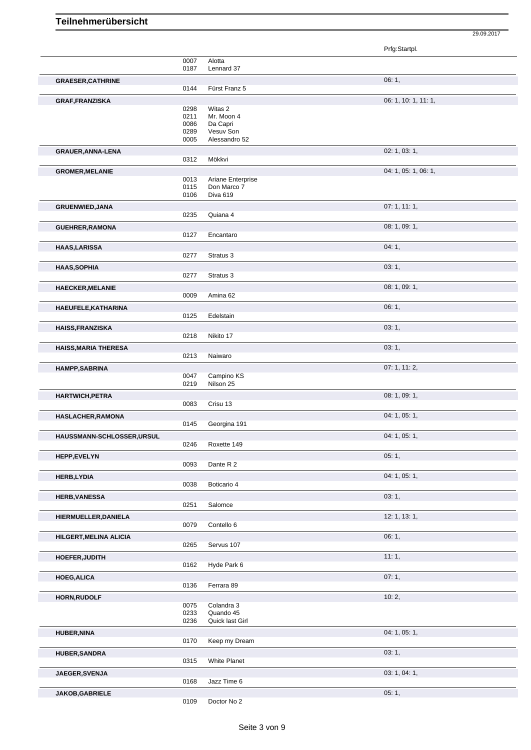# Teilnehmerübersicht

29.09.2017

| Teilnehmer | Nr. | Pferd | Prfg:Startpl. |
|---|---|---|---|
| | 0007 | Alotta | |
| | 0187 | Lennard 37 | |
| **GRAESER,CATHRINE** | | | 06: 1, |
| | 0144 | Fürst Franz 5 | |
| **GRAF,FRANZISKA** | | | 06: 1, 10: 1, 11: 1, |
| | 0298 | Witas 2 | |
| | 0211 | Mr. Moon 4 | |
| | 0086 | Da Capri | |
| | 0289 | Vesuv Son | |
| | 0005 | Alessandro 52 | |
| **GRAUER,ANNA-LENA** | | | 02: 1, 03: 1, |
| | 0312 | Mökkvi | |
| **GROMER,MELANIE** | | | 04: 1, 05: 1, 06: 1, |
| | 0013 | Ariane Enterprise | |
| | 0115 | Don Marco 7 | |
| | 0106 | Diva 619 | |
| **GRUENWIED,JANA** | | | 07: 1, 11: 1, |
| | 0235 | Quiana 4 | |
| **GUEHRER,RAMONA** | | | 08: 1, 09: 1, |
| | 0127 | Encantaro | |
| **HAAS,LARISSA** | | | 04: 1, |
| | 0277 | Stratus 3 | |
| **HAAS,SOPHIA** | | | 03: 1, |
| | 0277 | Stratus 3 | |
| **HAECKER,MELANIE** | | | 08: 1, 09: 1, |
| | 0009 | Amina 62 | |
| **HAEUFELE,KATHARINA** | | | 06: 1, |
| | 0125 | Edelstain | |
| **HAISS,FRANZISKA** | | | 03: 1, |
| | 0218 | Nikito 17 | |
| **HAISS,MARIA THERESA** | | | 03: 1, |
| | 0213 | Naiwaro | |
| **HAMPP,SABRINA** | | | 07: 1, 11: 2, |
| | 0047 | Campino KS | |
| | 0219 | Nilson 25 | |
| **HARTWICH,PETRA** | | | 08: 1, 09: 1, |
| | 0083 | Crisu 13 | |
| **HASLACHER,RAMONA** | | | 04: 1, 05: 1, |
| | 0145 | Georgina 191 | |
| **HAUSSMANN-SCHLOSSER,URSUL** | | | 04: 1, 05: 1, |
| | 0246 | Roxette 149 | |
| **HEPP,EVELYN** | | | 05: 1, |
| | 0093 | Dante R 2 | |
| **HERB,LYDIA** | | | 04: 1, 05: 1, |
| | 0038 | Boticario 4 | |
| **HERB,VANESSA** | | | 03: 1, |
| | 0251 | Salomce | |
| **HIERMUELLER,DANIELA** | | | 12: 1, 13: 1, |
| | 0079 | Contello 6 | |
| **HILGERT,MELINA ALICIA** | | | 06: 1, |
| | 0265 | Servus 107 | |
| **HOEFER,JUDITH** | | | 11: 1, |
| | 0162 | Hyde Park 6 | |
| **HOEG,ALICA** | | | 07: 1, |
| | 0136 | Ferrara 89 | |
| **HORN,RUDOLF** | | | 10: 2, |
| | 0075 | Colandra 3 | |
| | 0233 | Quando 45 | |
| | 0236 | Quick last Girl | |
| **HUBER,NINA** | | | 04: 1, 05: 1, |
| | 0170 | Keep my Dream | |
| **HUBER,SANDRA** | | | 03: 1, |
| | 0315 | White Planet | |
| **JAEGER,SVENJA** | | | 03: 1, 04: 1, |
| | 0168 | Jazz Time 6 | |
| **JAKOB,GABRIELE** | | | 05: 1, |
| | 0109 | Doctor No 2 | |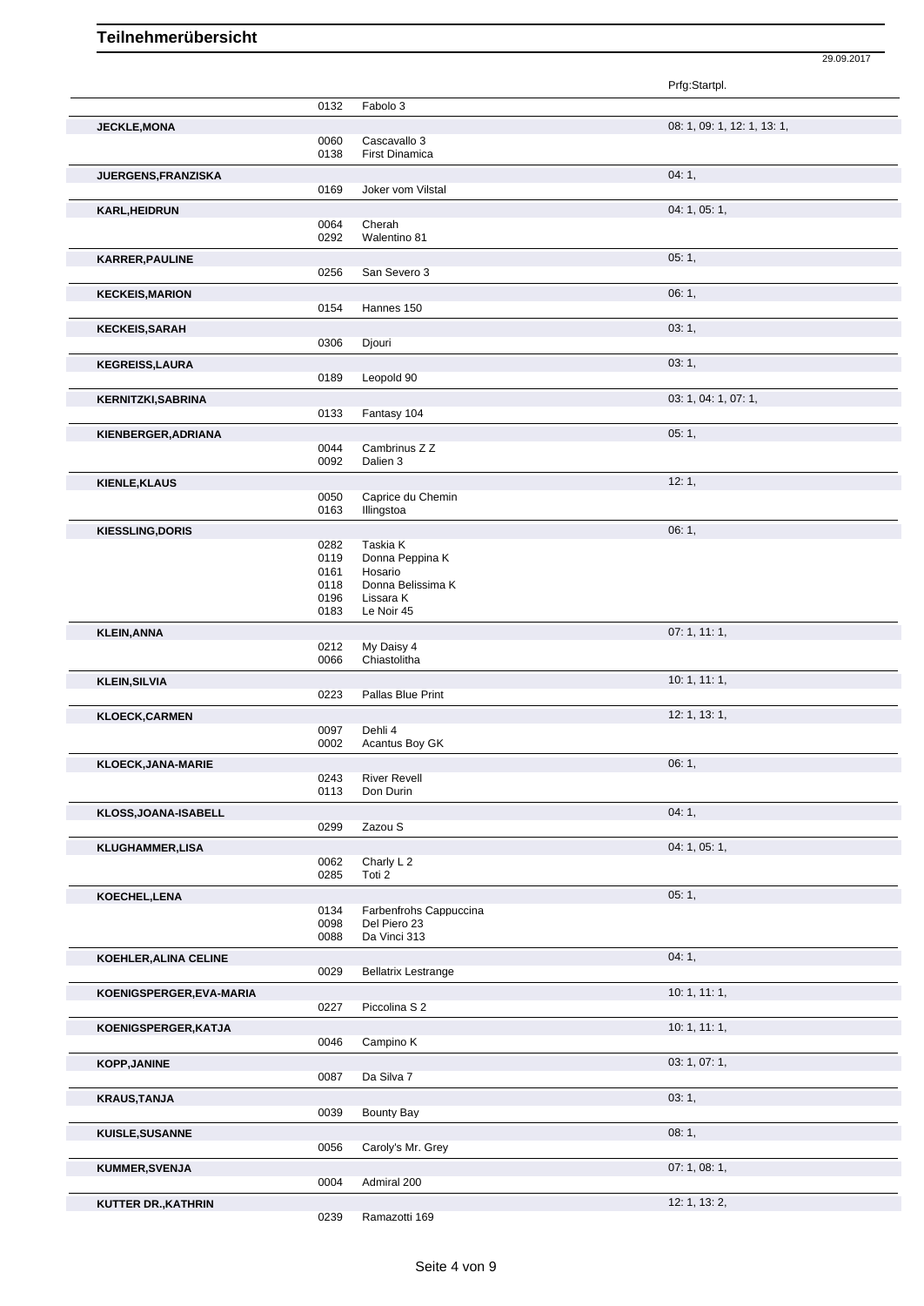# Teilnehmerübersicht

29.09.2017

| Name | Nr. | Pferd | Prfg:Startpl. |
|---|---|---|---|
| | 0132 | Fabolo 3 | |
| **JECKLE,MONA** | | | 08: 1, 09: 1, 12: 1, 13: 1, |
| | 0060 | Cascavallo 3 | |
| | 0138 | First Dinamica | |
| **JUERGENS,FRANZISKA** | | | 04: 1, |
| | 0169 | Joker vom Vilstal | |
| **KARL,HEIDRUN** | | | 04: 1, 05: 1, |
| | 0064 | Cherah | |
| | 0292 | Walentino 81 | |
| **KARRER,PAULINE** | | | 05: 1, |
| | 0256 | San Severo 3 | |
| **KECKEIS,MARION** | | | 06: 1, |
| | 0154 | Hannes 150 | |
| **KECKEIS,SARAH** | | | 03: 1, |
| | 0306 | Djouri | |
| **KEGREISS,LAURA** | | | 03: 1, |
| | 0189 | Leopold 90 | |
| **KERNITZKI,SABRINA** | | | 03: 1, 04: 1, 07: 1, |
| | 0133 | Fantasy 104 | |
| **KIENBERGER,ADRIANA** | | | 05: 1, |
| | 0044 | Cambrinus Z Z | |
| | 0092 | Dalien 3 | |
| **KIENLE,KLAUS** | | | 12: 1, |
| | 0050 | Caprice du Chemin | |
| | 0163 | Illingstoa | |
| **KIESSLING,DORIS** | | | 06: 1, |
| | 0282 | Taskia K | |
| | 0119 | Donna Peppina K | |
| | 0161 | Hosario | |
| | 0118 | Donna Belissima K | |
| | 0196 | Lissara K | |
| | 0183 | Le Noir 45 | |
| **KLEIN,ANNA** | | | 07: 1, 11: 1, |
| | 0212 | My Daisy 4 | |
| | 0066 | Chiastolitha | |
| **KLEIN,SILVIA** | | | 10: 1, 11: 1, |
| | 0223 | Pallas Blue Print | |
| **KLOECK,CARMEN** | | | 12: 1, 13: 1, |
| | 0097 | Dehli 4 | |
| | 0002 | Acantus Boy GK | |
| **KLOECK,JANA-MARIE** | | | 06: 1, |
| | 0243 | River Revell | |
| | 0113 | Don Durin | |
| **KLOSS,JOANA-ISABELL** | | | 04: 1, |
| | 0299 | Zazou S | |
| **KLUGHAMMER,LISA** | | | 04: 1, 05: 1, |
| | 0062 | Charly L 2 | |
| | 0285 | Toti 2 | |
| **KOECHEL,LENA** | | | 05: 1, |
| | 0134 | Farbenfrohs Cappuccina | |
| | 0098 | Del Piero 23 | |
| | 0088 | Da Vinci 313 | |
| **KOEHLER,ALINA CELINE** | | | 04: 1, |
| | 0029 | Bellatrix Lestrange | |
| **KOENIGSPERGER,EVA-MARIA** | | | 10: 1, 11: 1, |
| | 0227 | Piccolina S 2 | |
| **KOENIGSPERGER,KATJA** | | | 10: 1, 11: 1, |
| | 0046 | Campino K | |
| **KOPP,JANINE** | | | 03: 1, 07: 1, |
| | 0087 | Da Silva 7 | |
| **KRAUS,TANJA** | | | 03: 1, |
| | 0039 | Bounty Bay | |
| **KUISLE,SUSANNE** | | | 08: 1, |
| | 0056 | Caroly's Mr. Grey | |
| **KUMMER,SVENJA** | | | 07: 1, 08: 1, |
| | 0004 | Admiral 200 | |
| **KUTTER DR.,KATHRIN** | | | 12: 1, 13: 2, |
| | 0239 | Ramazotti 169 | |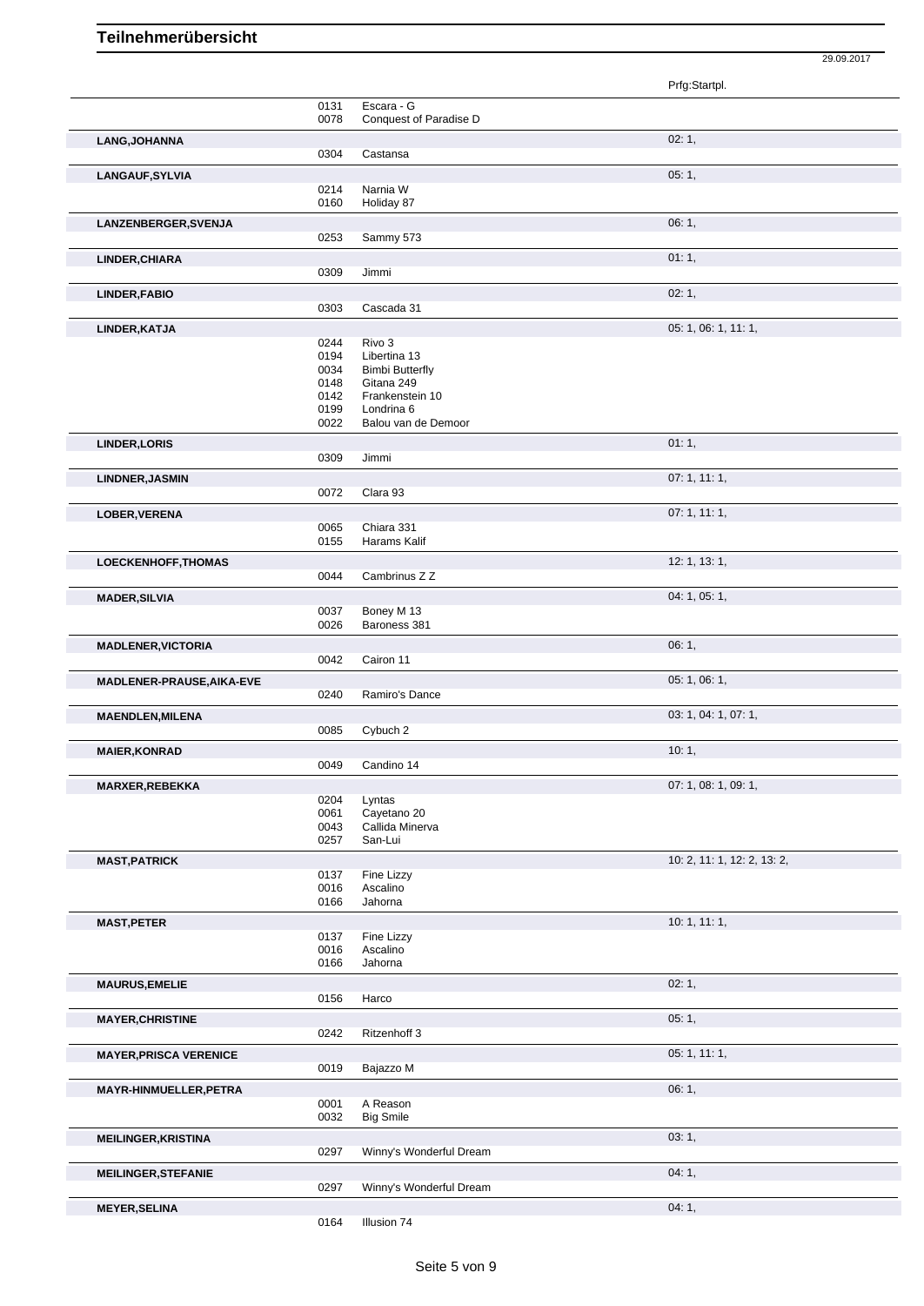# Teilnehmerübersicht

29.09.2017

| | Nr. | Pferd | Prfg:Startpl. |
|---|---|---|---|
| | 0131 | Escara - G | |
| | 0078 | Conquest of Paradise D | |
| **LANG,JOHANNA** | | | 02: 1, |
| | 0304 | Castansa | |
| **LANGAUF,SYLVIA** | | | 05: 1, |
| | 0214 | Narnia W | |
| | 0160 | Holiday 87 | |
| **LANZENBERGER,SVENJA** | | | 06: 1, |
| | 0253 | Sammy 573 | |
| **LINDER,CHIARA** | | | 01: 1, |
| | 0309 | Jimmi | |
| **LINDER,FABIO** | | | 02: 1, |
| | 0303 | Cascada 31 | |
| **LINDER,KATJA** | | | 05: 1, 06: 1, 11: 1, |
| | 0244 | Rivo 3 | |
| | 0194 | Libertina 13 | |
| | 0034 | Bimbi Butterfly | |
| | 0148 | Gitana 249 | |
| | 0142 | Frankenstein 10 | |
| | 0199 | Londrina 6 | |
| | 0022 | Balou van de Demoor | |
| **LINDER,LORIS** | | | 01: 1, |
| | 0309 | Jimmi | |
| **LINDNER,JASMIN** | | | 07: 1, 11: 1, |
| | 0072 | Clara 93 | |
| **LOBER,VERENA** | | | 07: 1, 11: 1, |
| | 0065 | Chiara 331 | |
| | 0155 | Harams Kalif | |
| **LOECKENHOFF,THOMAS** | | | 12: 1, 13: 1, |
| | 0044 | Cambrinus Z Z | |
| **MADER,SILVIA** | | | 04: 1, 05: 1, |
| | 0037 | Boney M 13 | |
| | 0026 | Baroness 381 | |
| **MADLENER,VICTORIA** | | | 06: 1, |
| | 0042 | Cairon 11 | |
| **MADLENER-PRAUSE,AIKA-EVE** | | | 05: 1, 06: 1, |
| | 0240 | Ramiro's Dance | |
| **MAENDLEN,MILENA** | | | 03: 1, 04: 1, 07: 1, |
| | 0085 | Cybuch 2 | |
| **MAIER,KONRAD** | | | 10: 1, |
| | 0049 | Candino 14 | |
| **MARXER,REBEKKA** | | | 07: 1, 08: 1, 09: 1, |
| | 0204 | Lyntas | |
| | 0061 | Cayetano 20 | |
| | 0043 | Callida Minerva | |
| | 0257 | San-Lui | |
| **MAST,PATRICK** | | | 10: 2, 11: 1, 12: 2, 13: 2, |
| | 0137 | Fine Lizzy | |
| | 0016 | Ascalino | |
| | 0166 | Jahorna | |
| **MAST,PETER** | | | 10: 1, 11: 1, |
| | 0137 | Fine Lizzy | |
| | 0016 | Ascalino | |
| | 0166 | Jahorna | |
| **MAURUS,EMELIE** | | | 02: 1, |
| | 0156 | Harco | |
| **MAYER,CHRISTINE** | | | 05: 1, |
| | 0242 | Ritzenhoff 3 | |
| **MAYER,PRISCA VERENICE** | | | 05: 1, 11: 1, |
| | 0019 | Bajazzo M | |
| **MAYR-HINMUELLER,PETRA** | | | 06: 1, |
| | 0001 | A Reason | |
| | 0032 | Big Smile | |
| **MEILINGER,KRISTINA** | | | 03: 1, |
| | 0297 | Winny's Wonderful Dream | |
| **MEILINGER,STEFANIE** | | | 04: 1, |
| | 0297 | Winny's Wonderful Dream | |
| **MEYER,SELINA** | | | 04: 1, |
| | 0164 | Illusion 74 | |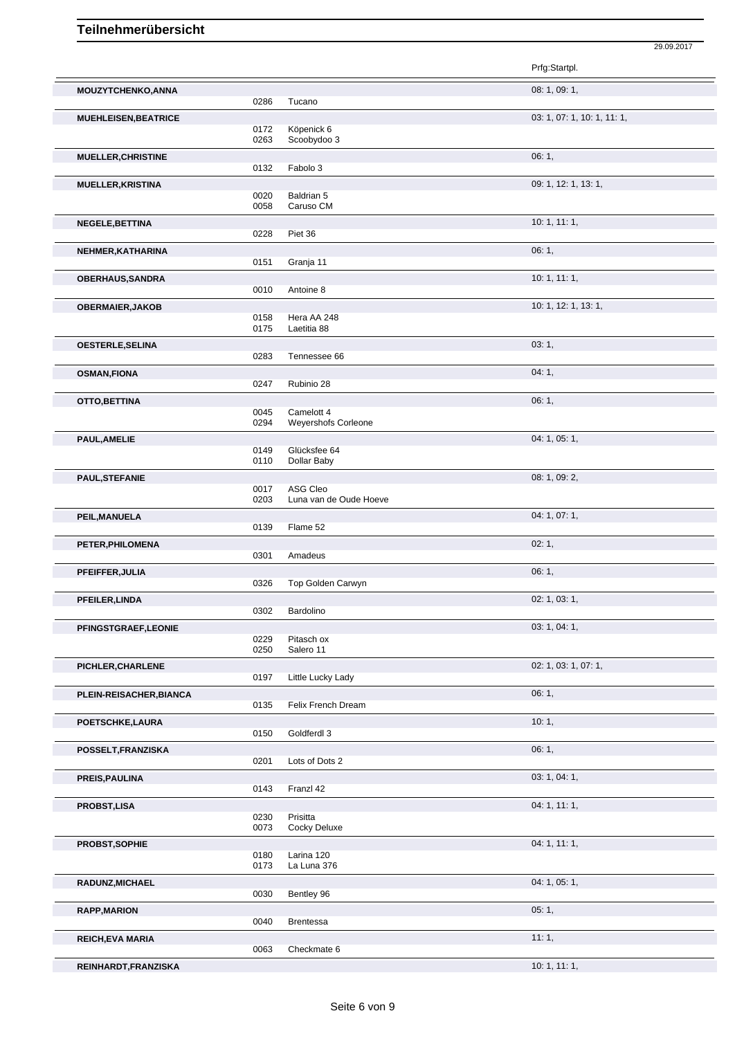# Teilnehmerübersicht

29.09.2017

| Name | Nr. | Pferd | Prfg:Startpl. |
|---|---|---|---|
| **MOUZYTCHENKO,ANNA** | | | 08: 1, 09: 1, |
| | 0286 | Tucano | |
| **MUEHLEISEN,BEATRICE** | | | 03: 1, 07: 1, 10: 1, 11: 1, |
| | 0172 | Köpenick 6 | |
| | 0263 | Scoobydoo 3 | |
| **MUELLER,CHRISTINE** | | | 06: 1, |
| | 0132 | Fabolo 3 | |
| **MUELLER,KRISTINA** | | | 09: 1, 12: 1, 13: 1, |
| | 0020 | Baldrian 5 | |
| | 0058 | Caruso CM | |
| **NEGELE,BETTINA** | | | 10: 1, 11: 1, |
| | 0228 | Piet 36 | |
| **NEHMER,KATHARINA** | | | 06: 1, |
| | 0151 | Granja 11 | |
| **OBERHAUS,SANDRA** | | | 10: 1, 11: 1, |
| | 0010 | Antoine 8 | |
| **OBERMAIER,JAKOB** | | | 10: 1, 12: 1, 13: 1, |
| | 0158 | Hera AA 248 | |
| | 0175 | Laetitia 88 | |
| **OESTERLE,SELINA** | | | 03: 1, |
| | 0283 | Tennessee 66 | |
| **OSMAN,FIONA** | | | 04: 1, |
| | 0247 | Rubinio 28 | |
| **OTTO,BETTINA** | | | 06: 1, |
| | 0045 | Camelott 4 | |
| | 0294 | Weyershofs Corleone | |
| **PAUL,AMELIE** | | | 04: 1, 05: 1, |
| | 0149 | Glücksfee 64 | |
| | 0110 | Dollar Baby | |
| **PAUL,STEFANIE** | | | 08: 1, 09: 2, |
| | 0017 | ASG Cleo | |
| | 0203 | Luna van de Oude Hoeve | |
| **PEIL,MANUELA** | | | 04: 1, 07: 1, |
| | 0139 | Flame 52 | |
| **PETER,PHILOMENA** | | | 02: 1, |
| | 0301 | Amadeus | |
| **PFEIFFER,JULIA** | | | 06: 1, |
| | 0326 | Top Golden Carwyn | |
| **PFEILER,LINDA** | | | 02: 1, 03: 1, |
| | 0302 | Bardolino | |
| **PFINGSTGRAEF,LEONIE** | | | 03: 1, 04: 1, |
| | 0229 | Pitasch ox | |
| | 0250 | Salero 11 | |
| **PICHLER,CHARLENE** | | | 02: 1, 03: 1, 07: 1, |
| | 0197 | Little Lucky Lady | |
| **PLEIN-REISACHER,BIANCA** | | | 06: 1, |
| | 0135 | Felix French Dream | |
| **POETSCHKE,LAURA** | | | 10: 1, |
| | 0150 | Goldferdl 3 | |
| **POSSELT,FRANZISKA** | | | 06: 1, |
| | 0201 | Lots of Dots 2 | |
| **PREIS,PAULINA** | | | 03: 1, 04: 1, |
| | 0143 | Franzl 42 | |
| **PROBST,LISA** | | | 04: 1, 11: 1, |
| | 0230 | Prisitta | |
| | 0073 | Cocky Deluxe | |
| **PROBST,SOPHIE** | | | 04: 1, 11: 1, |
| | 0180 | Larina 120 | |
| | 0173 | La Luna 376 | |
| **RADUNZ,MICHAEL** | | | 04: 1, 05: 1, |
| | 0030 | Bentley 96 | |
| **RAPP,MARION** | | | 05: 1, |
| | 0040 | Brentessa | |
| **REICH,EVA MARIA** | | | 11: 1, |
| | 0063 | Checkmate 6 | |
| **REINHARDT,FRANZISKA** | | | 10: 1, 11: 1, |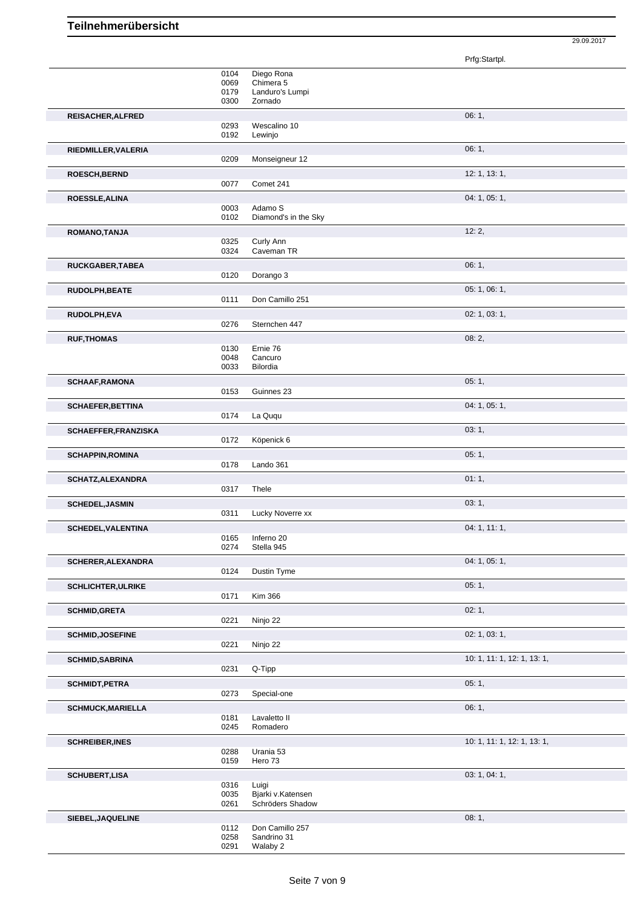# Teilnehmerübersicht

29.09.2017

| Teilnehmer | Nr. | Pferd | Prfg:Startpl. |
|---|---|---|---|
| | 0104 | Diego Rona | |
| | 0069 | Chimera 5 | |
| | 0179 | Landuro's Lumpi | |
| | 0300 | Zornado | |
| **REISACHER,ALFRED** | | | 06: 1, |
| | 0293 | Wescalino 10 | |
| | 0192 | Lewinjo | |
| **RIEDMILLER,VALERIA** | | | 06: 1, |
| | 0209 | Monseigneur 12 | |
| **ROESCH,BERND** | | | 12: 1, 13: 1, |
| | 0077 | Comet 241 | |
| **ROESSLE,ALINA** | | | 04: 1, 05: 1, |
| | 0003 | Adamo S | |
| | 0102 | Diamond's in the Sky | |
| **ROMANO,TANJA** | | | 12: 2, |
| | 0325 | Curly Ann | |
| | 0324 | Caveman TR | |
| **RUCKGABER,TABEA** | | | 06: 1, |
| | 0120 | Dorango 3 | |
| **RUDOLPH,BEATE** | | | 05: 1, 06: 1, |
| | 0111 | Don Camillo 251 | |
| **RUDOLPH,EVA** | | | 02: 1, 03: 1, |
| | 0276 | Sternchen 447 | |
| **RUF,THOMAS** | | | 08: 2, |
| | 0130 | Ernie 76 | |
| | 0048 | Cancuro | |
| | 0033 | Bilordia | |
| **SCHAAF,RAMONA** | | | 05: 1, |
| | 0153 | Guinnes 23 | |
| **SCHAEFER,BETTINA** | | | 04: 1, 05: 1, |
| | 0174 | La Ququ | |
| **SCHAEFFER,FRANZISKA** | | | 03: 1, |
| | 0172 | Köpenick 6 | |
| **SCHAPPIN,ROMINA** | | | 05: 1, |
| | 0178 | Lando 361 | |
| **SCHATZ,ALEXANDRA** | | | 01: 1, |
| | 0317 | Thele | |
| **SCHEDEL,JASMIN** | | | 03: 1, |
| | 0311 | Lucky Noverre xx | |
| **SCHEDEL,VALENTINA** | | | 04: 1, 11: 1, |
| | 0165 | Inferno 20 | |
| | 0274 | Stella 945 | |
| **SCHERER,ALEXANDRA** | | | 04: 1, 05: 1, |
| | 0124 | Dustin Tyme | |
| **SCHLICHTER,ULRIKE** | | | 05: 1, |
| | 0171 | Kim 366 | |
| **SCHMID,GRETA** | | | 02: 1, |
| | 0221 | Ninjo 22 | |
| **SCHMID,JOSEFINE** | | | 02: 1, 03: 1, |
| | 0221 | Ninjo 22 | |
| **SCHMID,SABRINA** | | | 10: 1, 11: 1, 12: 1, 13: 1, |
| | 0231 | Q-Tipp | |
| **SCHMIDT,PETRA** | | | 05: 1, |
| | 0273 | Special-one | |
| **SCHMUCK,MARIELLA** | | | 06: 1, |
| | 0181 | Lavaletto II | |
| | 0245 | Romadero | |
| **SCHREIBER,INES** | | | 10: 1, 11: 1, 12: 1, 13: 1, |
| | 0288 | Urania 53 | |
| | 0159 | Hero 73 | |
| **SCHUBERT,LISA** | | | 03: 1, 04: 1, |
| | 0316 | Luigi | |
| | 0035 | Bjarki v.Katensen | |
| | 0261 | Schröders Shadow | |
| **SIEBEL,JAQUELINE** | | | 08: 1, |
| | 0112 | Don Camillo 257 | |
| | 0258 | Sandrino 31 | |
| | 0291 | Walaby 2 | |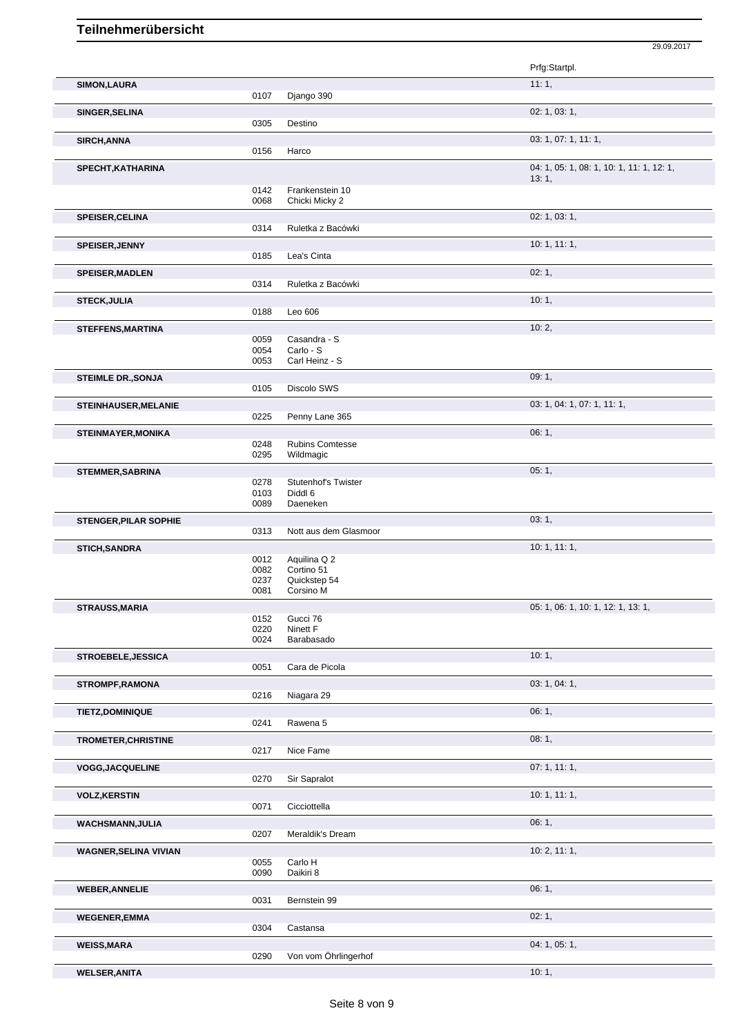# Teilnehmerübersicht

29.09.2017

| | | | Prfg:Startpl. |
|---|---|---|---|
| **SIMON,LAURA** | | | 11: 1, |
| | 0107 | Django 390 | |
| **SINGER,SELINA** | | | 02: 1, 03: 1, |
| | 0305 | Destino | |
| **SIRCH,ANNA** | | | 03: 1, 07: 1, 11: 1, |
| | 0156 | Harco | |
| **SPECHT,KATHARINA** | | | 04: 1, 05: 1, 08: 1, 10: 1, 11: 1, 12: 1, 13: 1, |
| | 0142 | Frankenstein 10 | |
| | 0068 | Chicki Micky 2 | |
| **SPEISER,CELINA** | | | 02: 1, 03: 1, |
| | 0314 | Ruletka z Bacówki | |
| **SPEISER,JENNY** | | | 10: 1, 11: 1, |
| | 0185 | Lea's Cinta | |
| **SPEISER,MADLEN** | | | 02: 1, |
| | 0314 | Ruletka z Bacówki | |
| **STECK,JULIA** | | | 10: 1, |
| | 0188 | Leo 606 | |
| **STEFFENS,MARTINA** | | | 10: 2, |
| | 0059 | Casandra - S | |
| | 0054 | Carlo - S | |
| | 0053 | Carl Heinz - S | |
| **STEIMLE DR.,SONJA** | | | 09: 1, |
| | 0105 | Discolo SWS | |
| **STEINHAUSER,MELANIE** | | | 03: 1, 04: 1, 07: 1, 11: 1, |
| | 0225 | Penny Lane 365 | |
| **STEINMAYER,MONIKA** | | | 06: 1, |
| | 0248 | Rubins Comtesse | |
| | 0295 | Wildmagic | |
| **STEMMER,SABRINA** | | | 05: 1, |
| | 0278 | Stutenhof's Twister | |
| | 0103 | Diddl 6 | |
| | 0089 | Daeneken | |
| **STENGER,PILAR SOPHIE** | | | 03: 1, |
| | 0313 | Nott aus dem Glasmoor | |
| **STICH,SANDRA** | | | 10: 1, 11: 1, |
| | 0012 | Aquilina Q 2 | |
| | 0082 | Cortino 51 | |
| | 0237 | Quickstep 54 | |
| | 0081 | Corsino M | |
| **STRAUSS,MARIA** | | | 05: 1, 06: 1, 10: 1, 12: 1, 13: 1, |
| | 0152 | Gucci 76 | |
| | 0220 | Ninett F | |
| | 0024 | Barabasado | |
| **STROEBELE,JESSICA** | | | 10: 1, |
| | 0051 | Cara de Picola | |
| **STROMPF,RAMONA** | | | 03: 1, 04: 1, |
| | 0216 | Niagara 29 | |
| **TIETZ,DOMINIQUE** | | | 06: 1, |
| | 0241 | Rawena 5 | |
| **TROMETER,CHRISTINE** | | | 08: 1, |
| | 0217 | Nice Fame | |
| **VOGG,JACQUELINE** | | | 07: 1, 11: 1, |
| | 0270 | Sir Sapralot | |
| **VOLZ,KERSTIN** | | | 10: 1, 11: 1, |
| | 0071 | Cicciottella | |
| **WACHSMANN,JULIA** | | | 06: 1, |
| | 0207 | Meraldik's Dream | |
| **WAGNER,SELINA VIVIAN** | | | 10: 2, 11: 1, |
| | 0055 | Carlo H | |
| | 0090 | Daikiri 8 | |
| **WEBER,ANNELIE** | | | 06: 1, |
| | 0031 | Bernstein 99 | |
| **WEGENER,EMMA** | | | 02: 1, |
| | 0304 | Castansa | |
| **WEISS,MARA** | | | 04: 1, 05: 1, |
| | 0290 | Von vom Öhrlingerhof | |
| **WELSER,ANITA** | | | 10: 1, |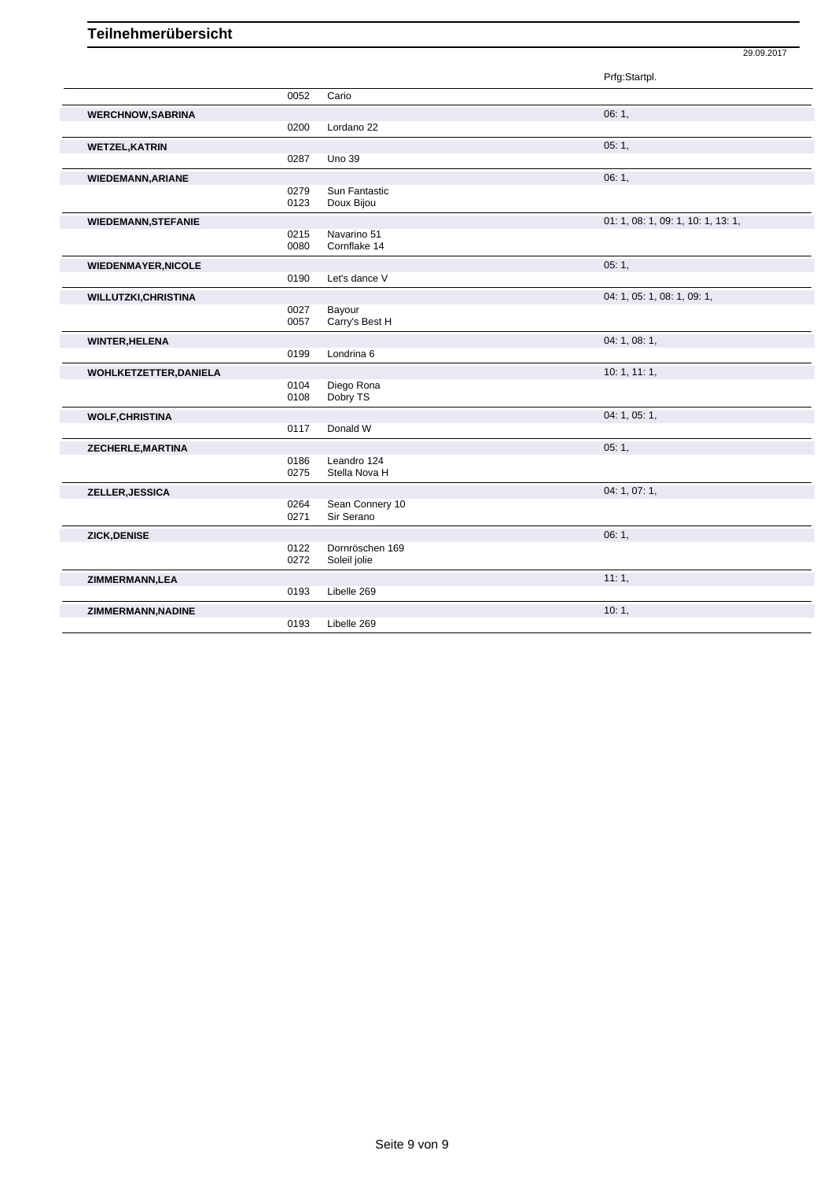## Teilnehmerübersicht

29.09.2017

| | | | Prfg:Startpl. |
|---|---|---|---|
| | 0052 | Cario | |
| **WERCHNOW,SABRINA** | | | 06: 1, |
| | 0200 | Lordano 22 | |
| **WETZEL,KATRIN** | | | 05: 1, |
| | 0287 | Uno 39 | |
| **WIEDEMANN,ARIANE** | | | 06: 1, |
| | 0279 | Sun Fantastic | |
| | 0123 | Doux Bijou | |
| **WIEDEMANN,STEFANIE** | | | 01: 1, 08: 1, 09: 1, 10: 1, 13: 1, |
| | 0215 | Navarino 51 | |
| | 0080 | Cornflake 14 | |
| **WIEDENMAYER,NICOLE** | | | 05: 1, |
| | 0190 | Let's dance V | |
| **WILLUTZKI,CHRISTINA** | | | 04: 1, 05: 1, 08: 1, 09: 1, |
| | 0027 | Bayour | |
| | 0057 | Carry's Best H | |
| **WINTER,HELENA** | | | 04: 1, 08: 1, |
| | 0199 | Londrina 6 | |
| **WOHLKETZETTER,DANIELA** | | | 10: 1, 11: 1, |
| | 0104 | Diego Rona | |
| | 0108 | Dobry TS | |
| **WOLF,CHRISTINA** | | | 04: 1, 05: 1, |
| | 0117 | Donald W | |
| **ZECHERLE,MARTINA** | | | 05: 1, |
| | 0186 | Leandro 124 | |
| | 0275 | Stella Nova H | |
| **ZELLER,JESSICA** | | | 04: 1, 07: 1, |
| | 0264 | Sean Connery 10 | |
| | 0271 | Sir Serano | |
| **ZICK,DENISE** | | | 06: 1, |
| | 0122 | Dornröschen 169 | |
| | 0272 | Soleil jolie | |
| **ZIMMERMANN,LEA** | | | 11: 1, |
| | 0193 | Libelle 269 | |
| **ZIMMERMANN,NADINE** | | | 10: 1, |
| | 0193 | Libelle 269 | |